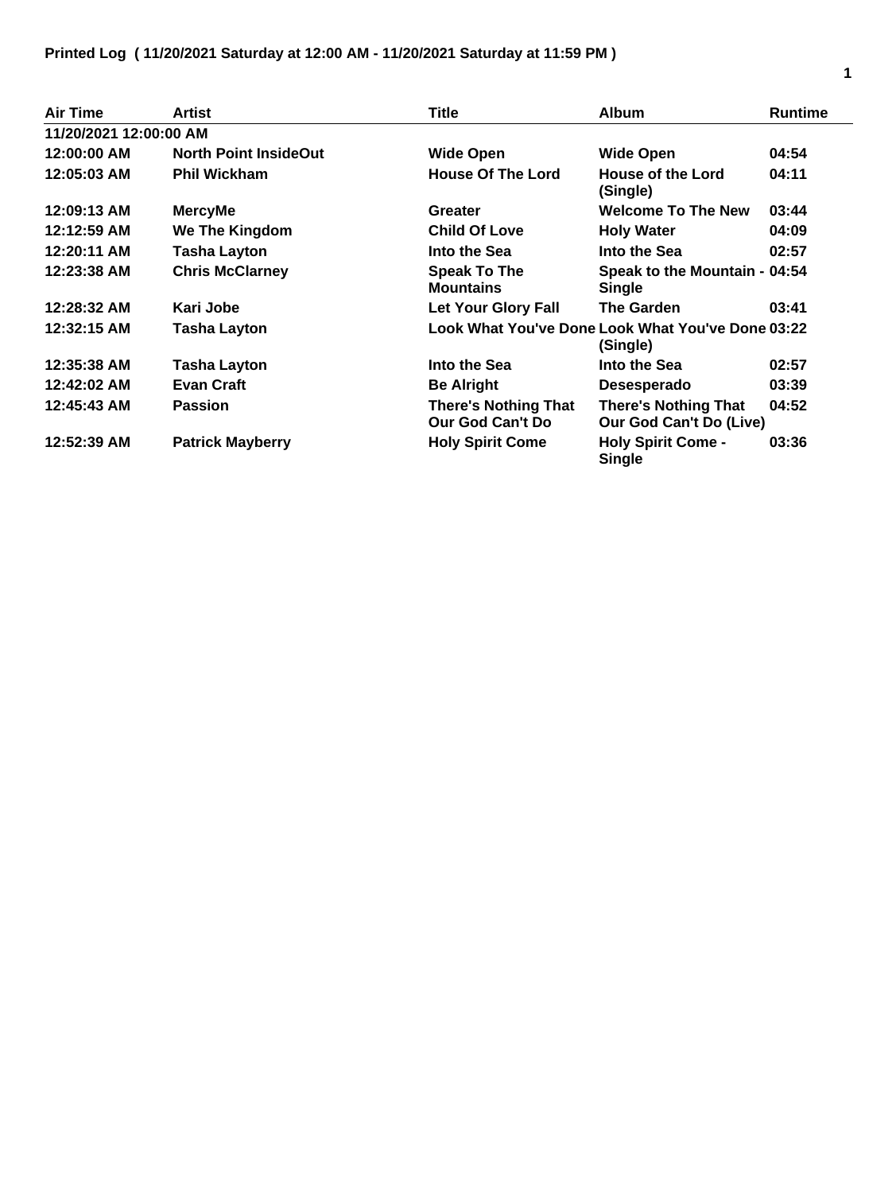**Printed Log ( 11/20/2021 Saturday at 12:00 AM - 11/20/2021 Saturday at 11:59 PM )**

| Air Time | Artist | Title | Album | Runtime |
|---|---|---|---|---|
| 11/20/2021 12:00:00 AM | | | | |
| 12:00:00 AM | North Point InsideOut | Wide Open | Wide Open | 04:54 |
| 12:05:03 AM | Phil Wickham | House Of The Lord | House of the Lord (Single) | 04:11 |
| 12:09:13 AM | MercyMe | Greater | Welcome To The New | 03:44 |
| 12:12:59 AM | We The Kingdom | Child Of Love | Holy Water | 04:09 |
| 12:20:11 AM | Tasha Layton | Into the Sea | Into the Sea | 02:57 |
| 12:23:38 AM | Chris McClarney | Speak To The Mountains | Speak to the Mountain - Single | 04:54 |
| 12:28:32 AM | Kari Jobe | Let Your Glory Fall | The Garden | 03:41 |
| 12:32:15 AM | Tasha Layton | Look What You've Done | Look What You've Done (Single) | 03:22 |
| 12:35:38 AM | Tasha Layton | Into the Sea | Into the Sea | 02:57 |
| 12:42:02 AM | Evan Craft | Be Alright | Desesperado | 03:39 |
| 12:45:43 AM | Passion | There's Nothing That Our God Can't Do | There's Nothing That Our God Can't Do (Live) | 04:52 |
| 12:52:39 AM | Patrick Mayberry | Holy Spirit Come | Holy Spirit Come - Single | 03:36 |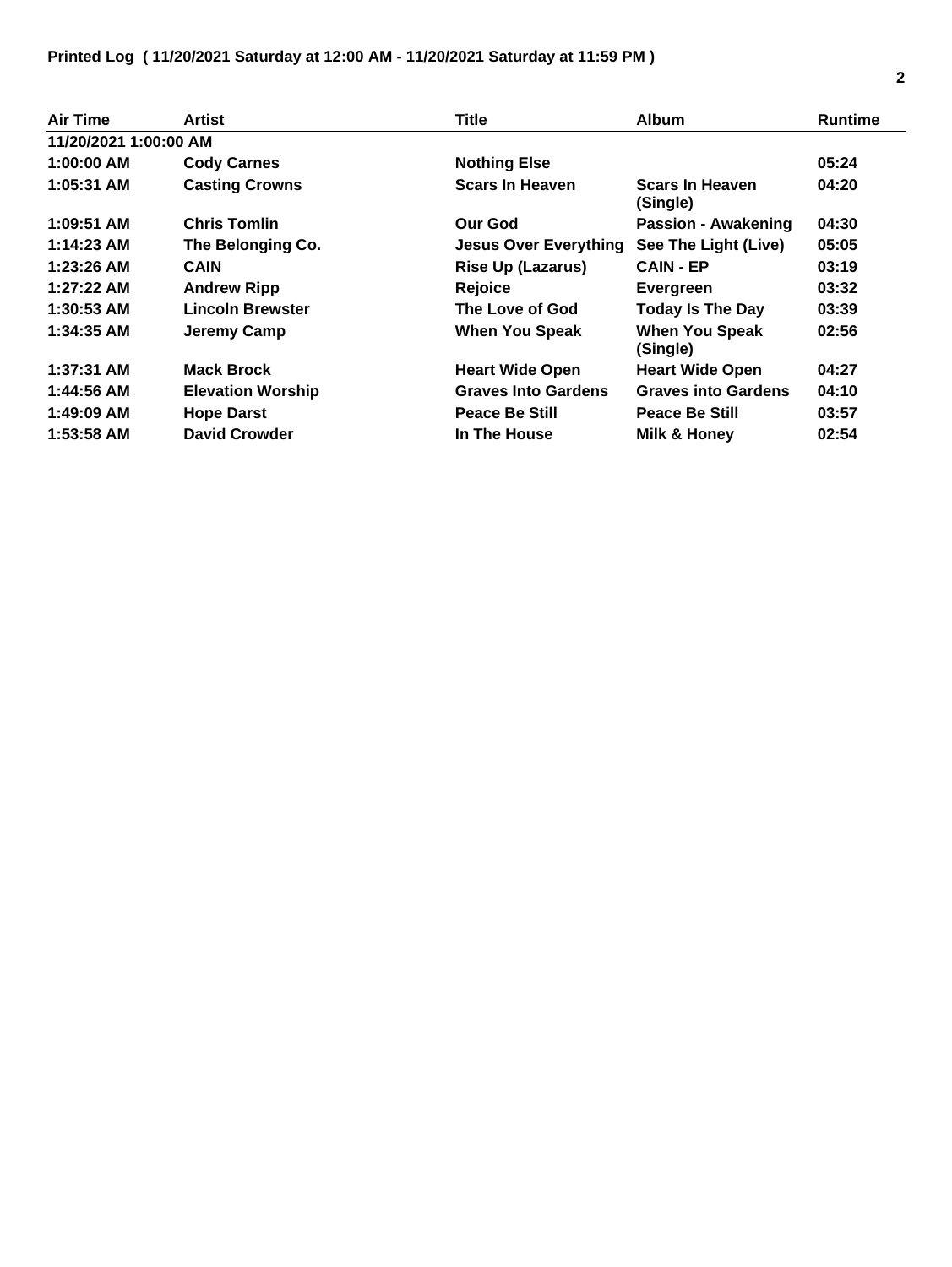**Printed Log ( 11/20/2021 Saturday at 12:00 AM - 11/20/2021 Saturday at 11:59 PM )**

| Air Time | Artist | Title | Album | Runtime |
|---|---|---|---|---|
| 11/20/2021 1:00:00 AM | | | | |
| 1:00:00 AM | Cody Carnes | Nothing Else | | 05:24 |
| 1:05:31 AM | Casting Crowns | Scars In Heaven | Scars In Heaven (Single) | 04:20 |
| 1:09:51 AM | Chris Tomlin | Our God | Passion - Awakening | 04:30 |
| 1:14:23 AM | The Belonging Co. | Jesus Over Everything | See The Light (Live) | 05:05 |
| 1:23:26 AM | CAIN | Rise Up (Lazarus) | CAIN - EP | 03:19 |
| 1:27:22 AM | Andrew Ripp | Rejoice | Evergreen | 03:32 |
| 1:30:53 AM | Lincoln Brewster | The Love of God | Today Is The Day | 03:39 |
| 1:34:35 AM | Jeremy Camp | When You Speak | When You Speak (Single) | 02:56 |
| 1:37:31 AM | Mack Brock | Heart Wide Open | Heart Wide Open | 04:27 |
| 1:44:56 AM | Elevation Worship | Graves Into Gardens | Graves into Gardens | 04:10 |
| 1:49:09 AM | Hope Darst | Peace Be Still | Peace Be Still | 03:57 |
| 1:53:58 AM | David Crowder | In The House | Milk & Honey | 02:54 |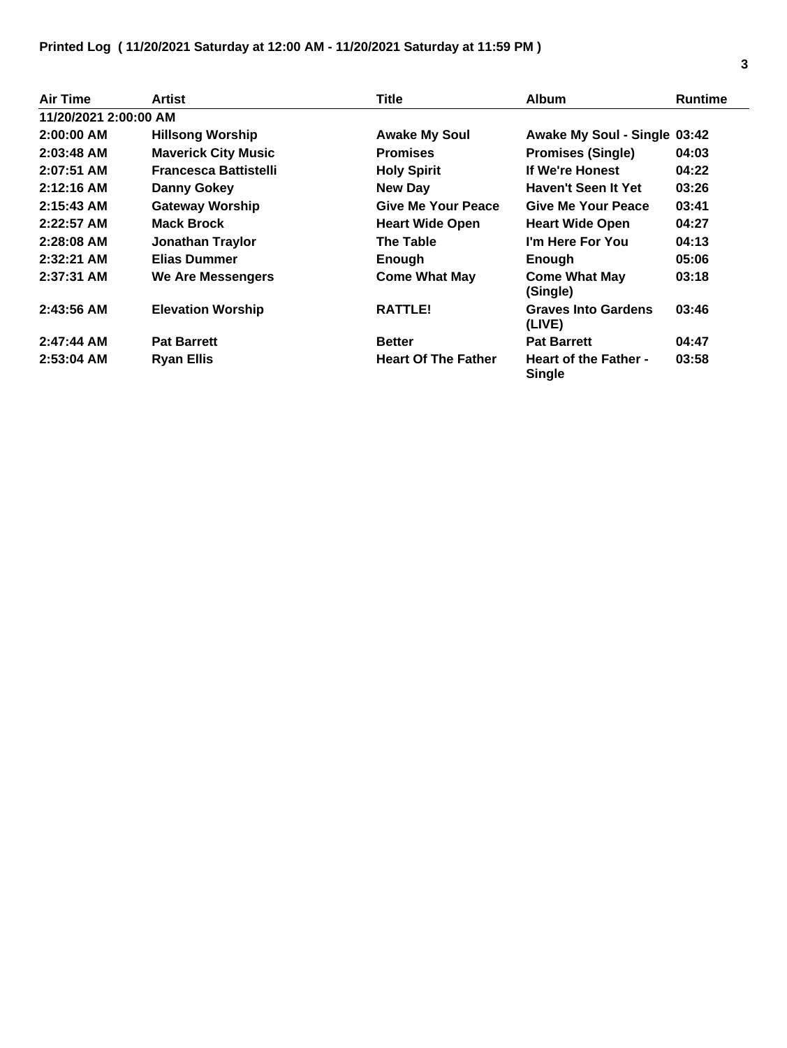**Printed Log ( 11/20/2021 Saturday at 12:00 AM - 11/20/2021 Saturday at 11:59 PM )**

| Air Time | Artist | Title | Album | Runtime |
|---|---|---|---|---|
| **11/20/2021 2:00:00 AM** | | | | |
| 2:00:00 AM | Hillsong Worship | Awake My Soul | Awake My Soul - Single | 03:42 |
| 2:03:48 AM | Maverick City Music | Promises | Promises (Single) | 04:03 |
| 2:07:51 AM | Francesca Battistelli | Holy Spirit | If We're Honest | 04:22 |
| 2:12:16 AM | Danny Gokey | New Day | Haven't Seen It Yet | 03:26 |
| 2:15:43 AM | Gateway Worship | Give Me Your Peace | Give Me Your Peace | 03:41 |
| 2:22:57 AM | Mack Brock | Heart Wide Open | Heart Wide Open | 04:27 |
| 2:28:08 AM | Jonathan Traylor | The Table | I'm Here For You | 04:13 |
| 2:32:21 AM | Elias Dummer | Enough | Enough | 05:06 |
| 2:37:31 AM | We Are Messengers | Come What May | Come What May (Single) | 03:18 |
| 2:43:56 AM | Elevation Worship | RATTLE! | Graves Into Gardens (LIVE) | 03:46 |
| 2:47:44 AM | Pat Barrett | Better | Pat Barrett | 04:47 |
| 2:53:04 AM | Ryan Ellis | Heart Of The Father | Heart of the Father - Single | 03:58 |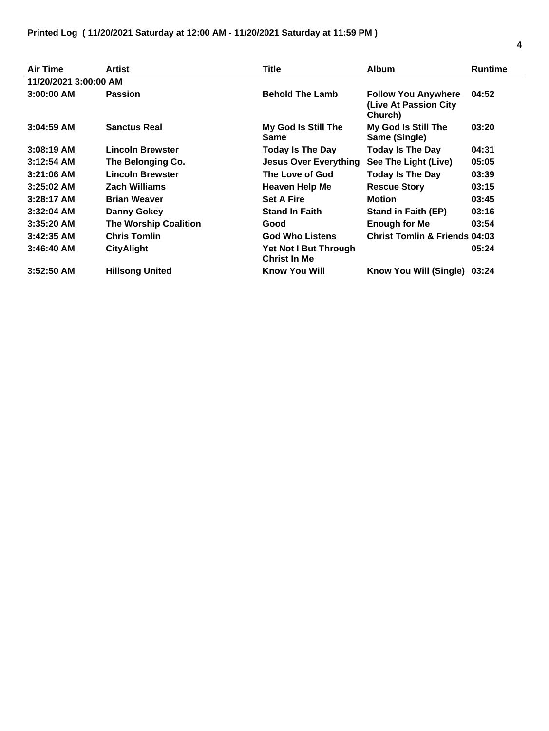**Printed Log ( 11/20/2021 Saturday at 12:00 AM - 11/20/2021 Saturday at 11:59 PM )**

| Air Time | Artist | Title | Album | Runtime |
|---|---|---|---|---|
| **11/20/2021 3:00:00 AM** | | | | |
| **3:00:00 AM** | **Passion** | **Behold The Lamb** | **Follow You Anywhere (Live At Passion City Church)** | **04:52** |
| **3:04:59 AM** | **Sanctus Real** | **My God Is Still The Same** | **My God Is Still The Same (Single)** | **03:20** |
| **3:08:19 AM** | **Lincoln Brewster** | **Today Is The Day** | **Today Is The Day** | **04:31** |
| **3:12:54 AM** | **The Belonging Co.** | **Jesus Over Everything** | **See The Light (Live)** | **05:05** |
| **3:21:06 AM** | **Lincoln Brewster** | **The Love of God** | **Today Is The Day** | **03:39** |
| **3:25:02 AM** | **Zach Williams** | **Heaven Help Me** | **Rescue Story** | **03:15** |
| **3:28:17 AM** | **Brian Weaver** | **Set A Fire** | **Motion** | **03:45** |
| **3:32:04 AM** | **Danny Gokey** | **Stand In Faith** | **Stand in Faith (EP)** | **03:16** |
| **3:35:20 AM** | **The Worship Coalition** | **Good** | **Enough for Me** | **03:54** |
| **3:42:35 AM** | **Chris Tomlin** | **God Who Listens** | **Christ Tomlin & Friends** | **04:03** |
| **3:46:40 AM** | **CityAlight** | **Yet Not I But Through Christ In Me** | | **05:24** |
| **3:52:50 AM** | **Hillsong United** | **Know You Will** | **Know You Will (Single)** | **03:24** |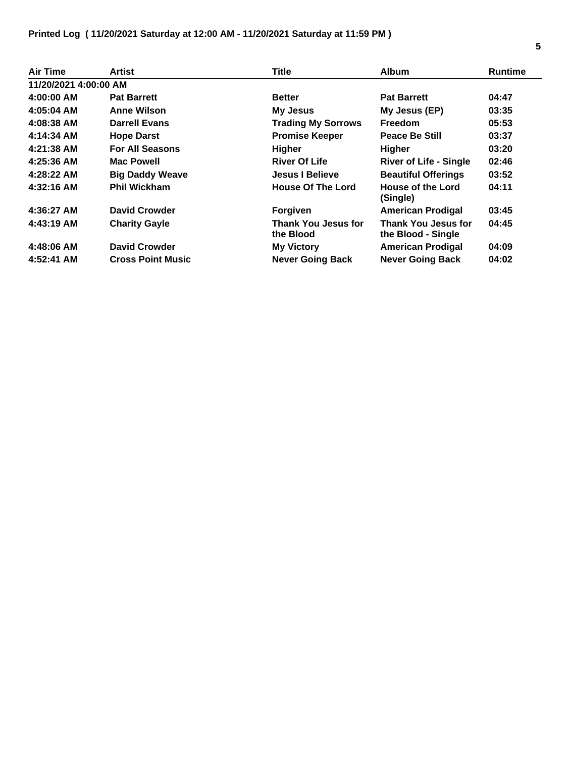**Printed Log ( 11/20/2021 Saturday at 12:00 AM - 11/20/2021 Saturday at 11:59 PM )**

| Air Time | Artist | Title | Album | Runtime |
|---|---|---|---|---|
| **11/20/2021 4:00:00 AM** | | | | |
| 4:00:00 AM | Pat Barrett | Better | Pat Barrett | 04:47 |
| 4:05:04 AM | Anne Wilson | My Jesus | My Jesus (EP) | 03:35 |
| 4:08:38 AM | Darrell Evans | Trading My Sorrows | Freedom | 05:53 |
| 4:14:34 AM | Hope Darst | Promise Keeper | Peace Be Still | 03:37 |
| 4:21:38 AM | For All Seasons | Higher | Higher | 03:20 |
| 4:25:36 AM | Mac Powell | River Of Life | River of Life - Single | 02:46 |
| 4:28:22 AM | Big Daddy Weave | Jesus I Believe | Beautiful Offerings | 03:52 |
| 4:32:16 AM | Phil Wickham | House Of The Lord | House of the Lord (Single) | 04:11 |
| 4:36:27 AM | David Crowder | Forgiven | American Prodigal | 03:45 |
| 4:43:19 AM | Charity Gayle | Thank You Jesus for the Blood | Thank You Jesus for the Blood - Single | 04:45 |
| 4:48:06 AM | David Crowder | My Victory | American Prodigal | 04:09 |
| 4:52:41 AM | Cross Point Music | Never Going Back | Never Going Back | 04:02 |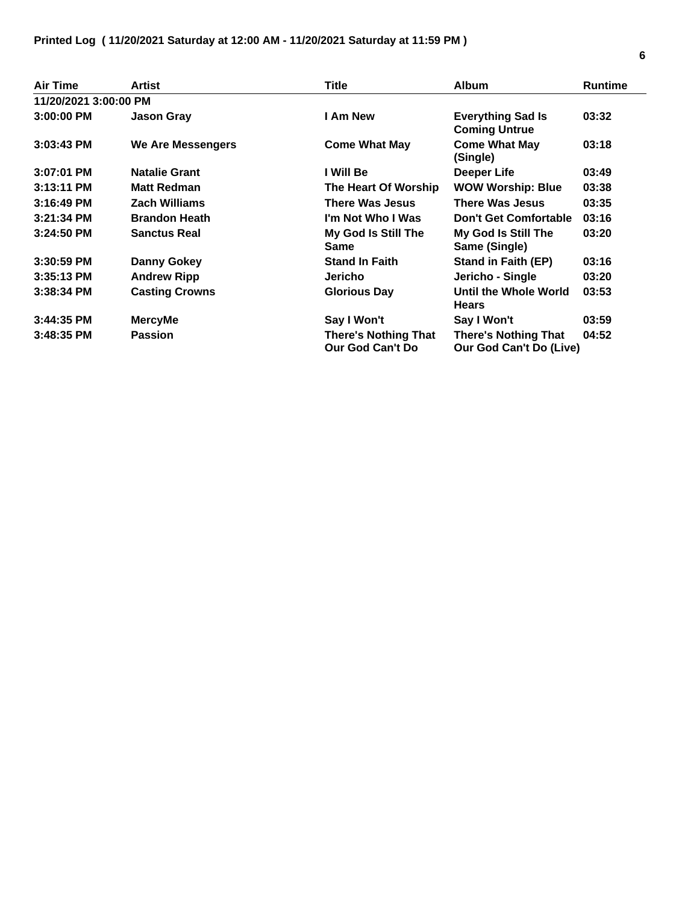**Printed Log ( 11/20/2021 Saturday at 12:00 AM - 11/20/2021 Saturday at 11:59 PM )**

| Air Time | Artist | Title | Album | Runtime |
|---|---|---|---|---|
| 11/20/2021 3:00:00 PM | | | | |
| 3:00:00 PM | Jason Gray | I Am New | Everything Sad Is Coming Untrue | 03:32 |
| 3:03:43 PM | We Are Messengers | Come What May | Come What May (Single) | 03:18 |
| 3:07:01 PM | Natalie Grant | I Will Be | Deeper Life | 03:49 |
| 3:13:11 PM | Matt Redman | The Heart Of Worship | WOW Worship: Blue | 03:38 |
| 3:16:49 PM | Zach Williams | There Was Jesus | There Was Jesus | 03:35 |
| 3:21:34 PM | Brandon Heath | I'm Not Who I Was | Don't Get Comfortable | 03:16 |
| 3:24:50 PM | Sanctus Real | My God Is Still The Same | My God Is Still The Same (Single) | 03:20 |
| 3:30:59 PM | Danny Gokey | Stand In Faith | Stand in Faith (EP) | 03:16 |
| 3:35:13 PM | Andrew Ripp | Jericho | Jericho - Single | 03:20 |
| 3:38:34 PM | Casting Crowns | Glorious Day | Until the Whole World Hears | 03:53 |
| 3:44:35 PM | MercyMe | Say I Won't | Say I Won't | 03:59 |
| 3:48:35 PM | Passion | There's Nothing That Our God Can't Do | There's Nothing That Our God Can't Do (Live) | 04:52 |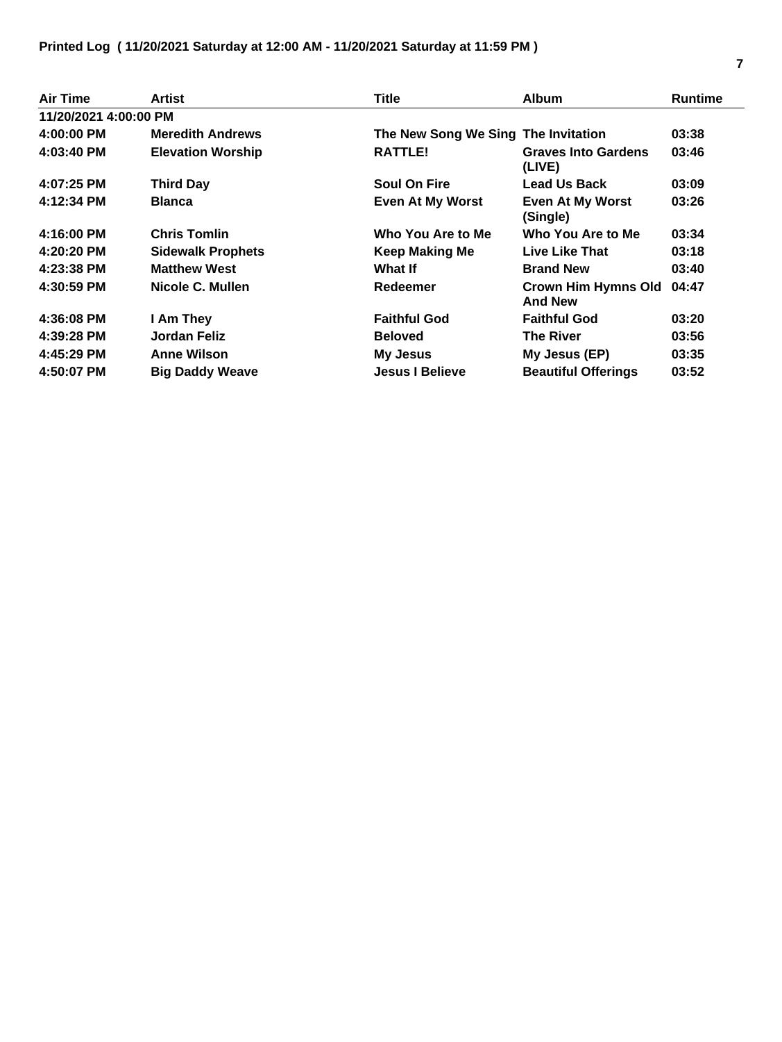**Printed Log ( 11/20/2021 Saturday at 12:00 AM - 11/20/2021 Saturday at 11:59 PM )**

| Air Time | Artist | Title | Album | Runtime |
|---|---|---|---|---|
| **11/20/2021 4:00:00 PM** | | | | |
| 4:00:00 PM | Meredith Andrews | The New Song We Sing | The Invitation | 03:38 |
| 4:03:40 PM | Elevation Worship | RATTLE! | Graves Into Gardens (LIVE) | 03:46 |
| 4:07:25 PM | Third Day | Soul On Fire | Lead Us Back | 03:09 |
| 4:12:34 PM | Blanca | Even At My Worst | Even At My Worst (Single) | 03:26 |
| 4:16:00 PM | Chris Tomlin | Who You Are to Me | Who You Are to Me | 03:34 |
| 4:20:20 PM | Sidewalk Prophets | Keep Making Me | Live Like That | 03:18 |
| 4:23:38 PM | Matthew West | What If | Brand New | 03:40 |
| 4:30:59 PM | Nicole C. Mullen | Redeemer | Crown Him Hymns Old And New | 04:47 |
| 4:36:08 PM | I Am They | Faithful God | Faithful God | 03:20 |
| 4:39:28 PM | Jordan Feliz | Beloved | The River | 03:56 |
| 4:45:29 PM | Anne Wilson | My Jesus | My Jesus (EP) | 03:35 |
| 4:50:07 PM | Big Daddy Weave | Jesus I Believe | Beautiful Offerings | 03:52 |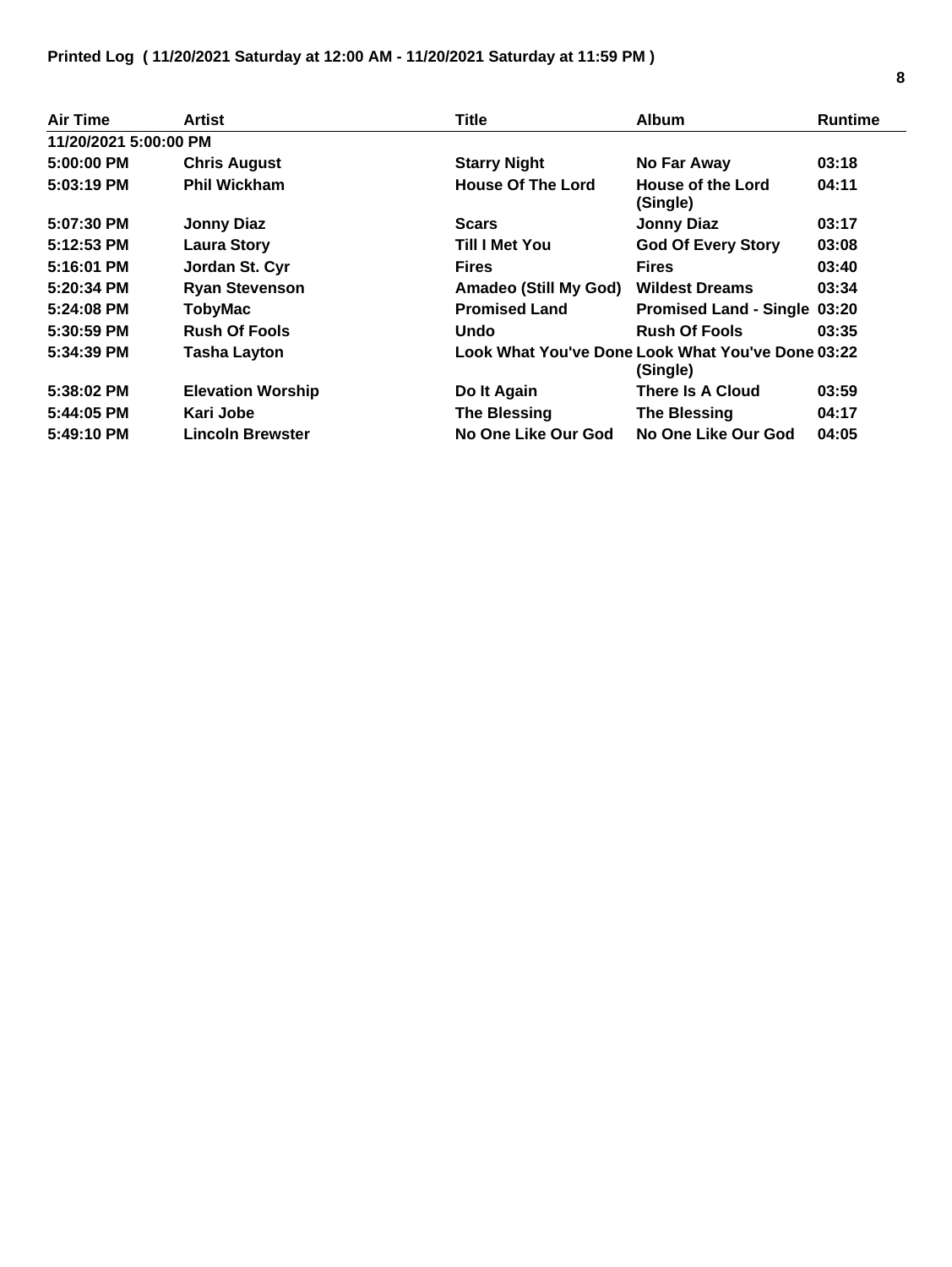**Printed Log ( 11/20/2021 Saturday at 12:00 AM - 11/20/2021 Saturday at 11:59 PM )**

| Air Time | Artist | Title | Album | Runtime |
|---|---|---|---|---|
| **11/20/2021 5:00:00 PM** | | | | |
| **5:00:00 PM** | **Chris August** | **Starry Night** | **No Far Away** | **03:18** |
| **5:03:19 PM** | **Phil Wickham** | **House Of The Lord** | **House of the Lord (Single)** | **04:11** |
| **5:07:30 PM** | **Jonny Diaz** | **Scars** | **Jonny Diaz** | **03:17** |
| **5:12:53 PM** | **Laura Story** | **Till I Met You** | **God Of Every Story** | **03:08** |
| **5:16:01 PM** | **Jordan St. Cyr** | **Fires** | **Fires** | **03:40** |
| **5:20:34 PM** | **Ryan Stevenson** | **Amadeo (Still My God)** | **Wildest Dreams** | **03:34** |
| **5:24:08 PM** | **TobyMac** | **Promised Land** | **Promised Land - Single** | **03:20** |
| **5:30:59 PM** | **Rush Of Fools** | **Undo** | **Rush Of Fools** | **03:35** |
| **5:34:39 PM** | **Tasha Layton** | **Look What You've Done** | **Look What You've Done (Single)** | **03:22** |
| **5:38:02 PM** | **Elevation Worship** | **Do It Again** | **There Is A Cloud** | **03:59** |
| **5:44:05 PM** | **Kari Jobe** | **The Blessing** | **The Blessing** | **04:17** |
| **5:49:10 PM** | **Lincoln Brewster** | **No One Like Our God** | **No One Like Our God** | **04:05** |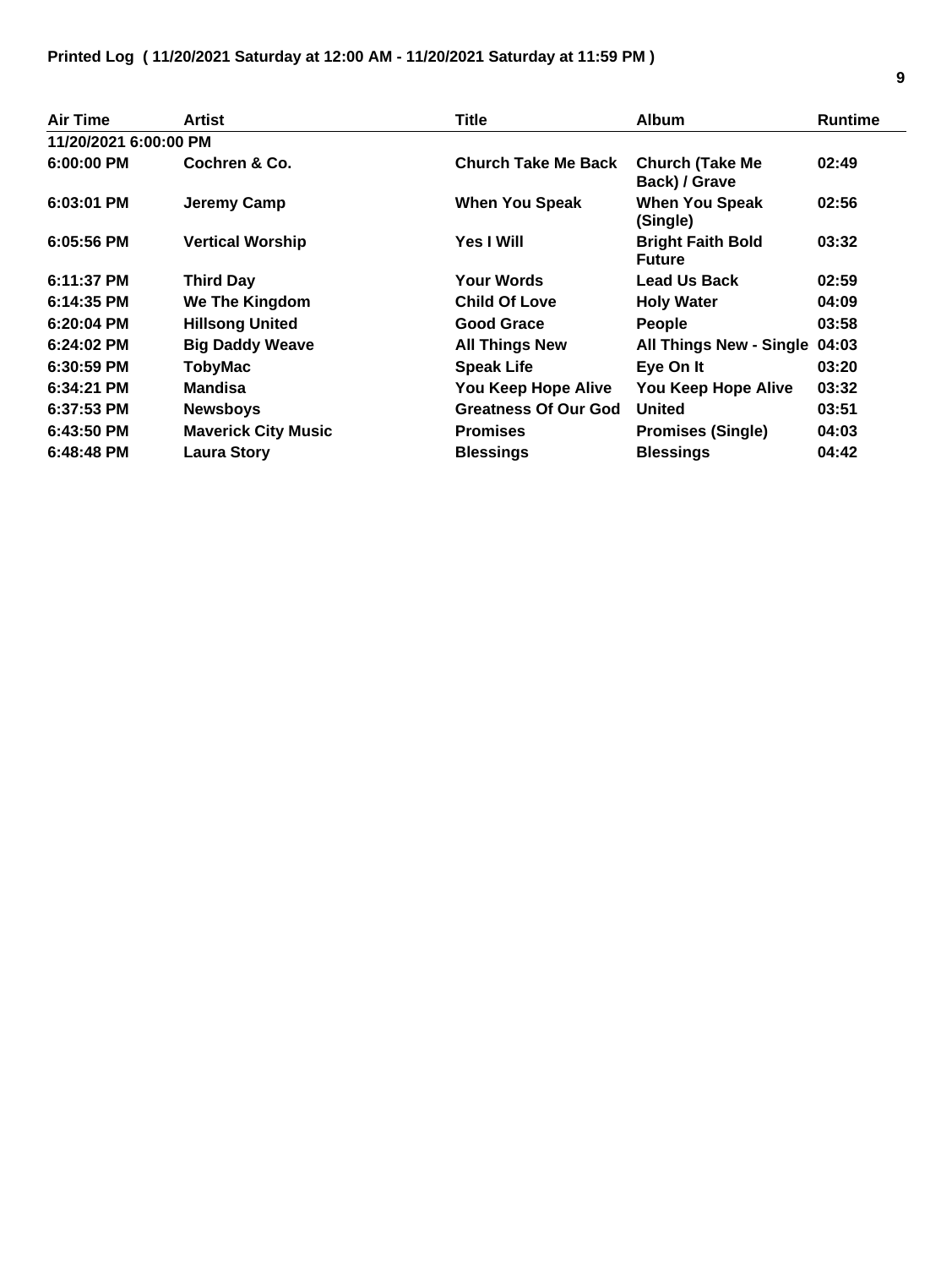**Printed Log ( 11/20/2021 Saturday at 12:00 AM - 11/20/2021 Saturday at 11:59 PM )**

| Air Time | Artist | Title | Album | Runtime |
|---|---|---|---|---|
| **11/20/2021 6:00:00 PM** | | | | |
| 6:00:00 PM | Cochren & Co. | Church Take Me Back | Church (Take Me Back) / Grave | 02:49 |
| 6:03:01 PM | Jeremy Camp | When You Speak | When You Speak (Single) | 02:56 |
| 6:05:56 PM | Vertical Worship | Yes I Will | Bright Faith Bold Future | 03:32 |
| 6:11:37 PM | Third Day | Your Words | Lead Us Back | 02:59 |
| 6:14:35 PM | We The Kingdom | Child Of Love | Holy Water | 04:09 |
| 6:20:04 PM | Hillsong United | Good Grace | People | 03:58 |
| 6:24:02 PM | Big Daddy Weave | All Things New | All Things New - Single | 04:03 |
| 6:30:59 PM | TobyMac | Speak Life | Eye On It | 03:20 |
| 6:34:21 PM | Mandisa | You Keep Hope Alive | You Keep Hope Alive | 03:32 |
| 6:37:53 PM | Newsboys | Greatness Of Our God | United | 03:51 |
| 6:43:50 PM | Maverick City Music | Promises | Promises (Single) | 04:03 |
| 6:48:48 PM | Laura Story | Blessings | Blessings | 04:42 |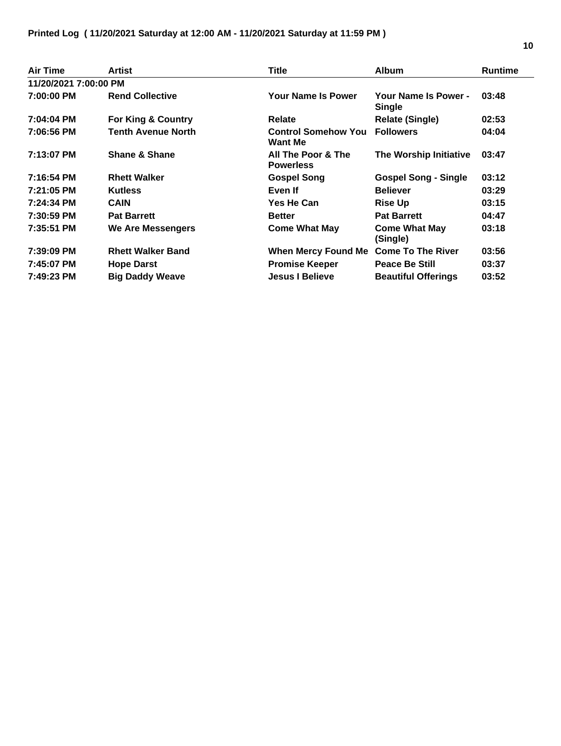**Printed Log ( 11/20/2021 Saturday at 12:00 AM - 11/20/2021 Saturday at 11:59 PM )**

| Air Time | Artist | Title | Album | Runtime |
|---|---|---|---|---|
| 11/20/2021 7:00:00 PM | | | | |
| 7:00:00 PM | Rend Collective | Your Name Is Power | Your Name Is Power - Single | 03:48 |
| 7:04:04 PM | For King & Country | Relate | Relate (Single) | 02:53 |
| 7:06:56 PM | Tenth Avenue North | Control Somehow You Want Me | Followers | 04:04 |
| 7:13:07 PM | Shane & Shane | All The Poor & The Powerless | The Worship Initiative | 03:47 |
| 7:16:54 PM | Rhett Walker | Gospel Song | Gospel Song - Single | 03:12 |
| 7:21:05 PM | Kutless | Even If | Believer | 03:29 |
| 7:24:34 PM | CAIN | Yes He Can | Rise Up | 03:15 |
| 7:30:59 PM | Pat Barrett | Better | Pat Barrett | 04:47 |
| 7:35:51 PM | We Are Messengers | Come What May | Come What May (Single) | 03:18 |
| 7:39:09 PM | Rhett Walker Band | When Mercy Found Me | Come To The River | 03:56 |
| 7:45:07 PM | Hope Darst | Promise Keeper | Peace Be Still | 03:37 |
| 7:49:23 PM | Big Daddy Weave | Jesus I Believe | Beautiful Offerings | 03:52 |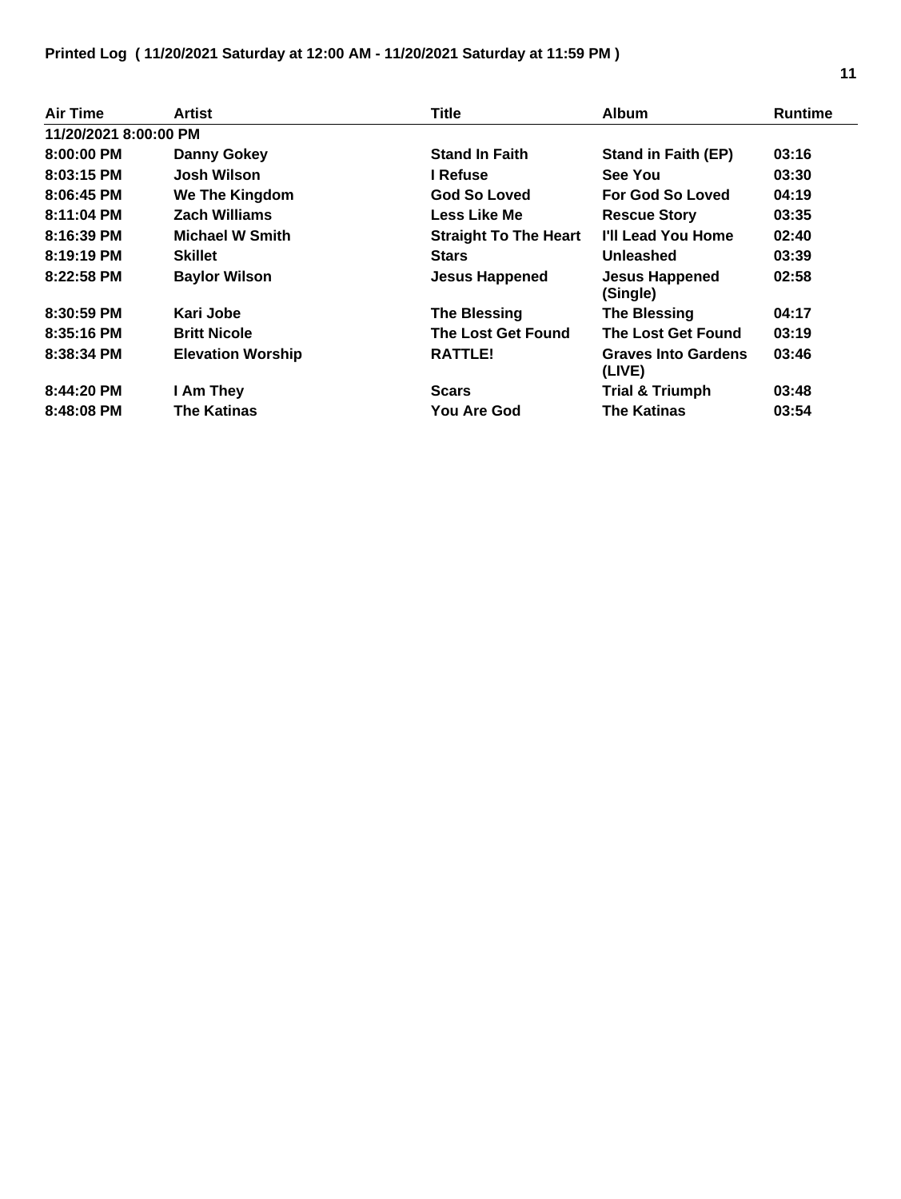**Printed Log ( 11/20/2021 Saturday at 12:00 AM - 11/20/2021 Saturday at 11:59 PM )**

| Air Time | Artist | Title | Album | Runtime |
|---|---|---|---|---|
| **11/20/2021 8:00:00 PM** | | | | |
| 8:00:00 PM | Danny Gokey | Stand In Faith | Stand in Faith (EP) | 03:16 |
| 8:03:15 PM | Josh Wilson | I Refuse | See You | 03:30 |
| 8:06:45 PM | We The Kingdom | God So Loved | For God So Loved | 04:19 |
| 8:11:04 PM | Zach Williams | Less Like Me | Rescue Story | 03:35 |
| 8:16:39 PM | Michael W Smith | Straight To The Heart | I'll Lead You Home | 02:40 |
| 8:19:19 PM | Skillet | Stars | Unleashed | 03:39 |
| 8:22:58 PM | Baylor Wilson | Jesus Happened | Jesus Happened (Single) | 02:58 |
| 8:30:59 PM | Kari Jobe | The Blessing | The Blessing | 04:17 |
| 8:35:16 PM | Britt Nicole | The Lost Get Found | The Lost Get Found | 03:19 |
| 8:38:34 PM | Elevation Worship | RATTLE! | Graves Into Gardens (LIVE) | 03:46 |
| 8:44:20 PM | I Am They | Scars | Trial & Triumph | 03:48 |
| 8:48:08 PM | The Katinas | You Are God | The Katinas | 03:54 |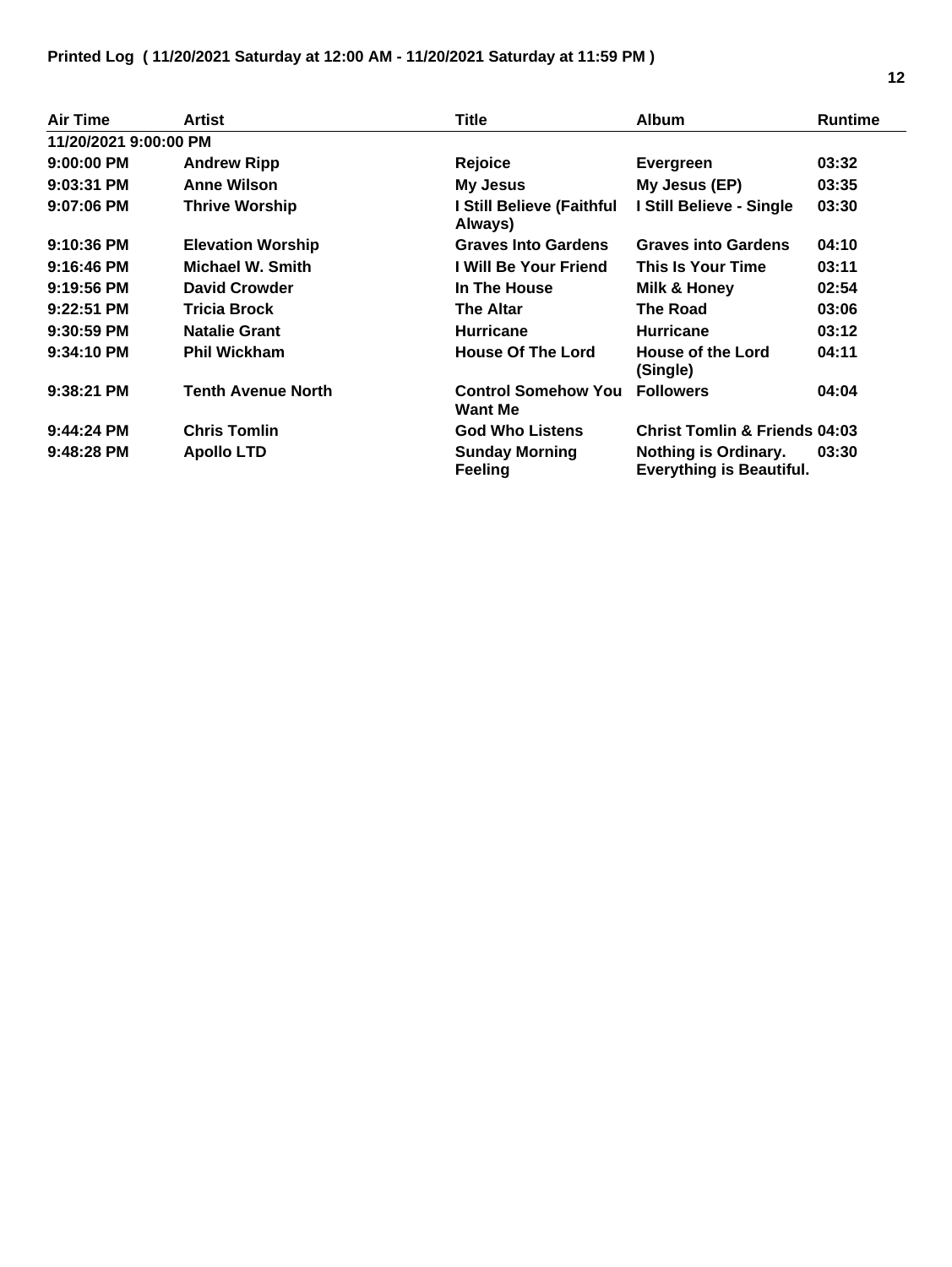**Printed Log ( 11/20/2021 Saturday at 12:00 AM - 11/20/2021 Saturday at 11:59 PM )**

| Air Time | Artist | Title | Album | Runtime |
|---|---|---|---|---|
| 11/20/2021 9:00:00 PM | | | | |
| 9:00:00 PM | Andrew Ripp | Rejoice | Evergreen | 03:32 |
| 9:03:31 PM | Anne Wilson | My Jesus | My Jesus (EP) | 03:35 |
| 9:07:06 PM | Thrive Worship | I Still Believe (Faithful Always) | I Still Believe - Single | 03:30 |
| 9:10:36 PM | Elevation Worship | Graves Into Gardens | Graves into Gardens | 04:10 |
| 9:16:46 PM | Michael W. Smith | I Will Be Your Friend | This Is Your Time | 03:11 |
| 9:19:56 PM | David Crowder | In The House | Milk & Honey | 02:54 |
| 9:22:51 PM | Tricia Brock | The Altar | The Road | 03:06 |
| 9:30:59 PM | Natalie Grant | Hurricane | Hurricane | 03:12 |
| 9:34:10 PM | Phil Wickham | House Of The Lord | House of the Lord (Single) | 04:11 |
| 9:38:21 PM | Tenth Avenue North | Control Somehow You Want Me | Followers | 04:04 |
| 9:44:24 PM | Chris Tomlin | God Who Listens | Christ Tomlin & Friends | 04:03 |
| 9:48:28 PM | Apollo LTD | Sunday Morning Feeling | Nothing is Ordinary. Everything is Beautiful. | 03:30 |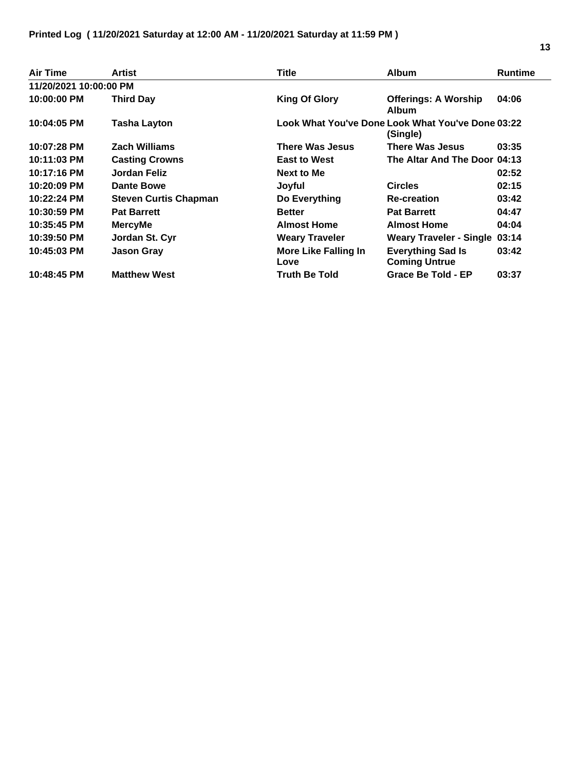**Printed Log ( 11/20/2021 Saturday at 12:00 AM - 11/20/2021 Saturday at 11:59 PM )**

| Air Time | Artist | Title | Album | Runtime |
|---|---|---|---|---|
| **11/20/2021 10:00:00 PM** | | | | |
| 10:00:00 PM | Third Day | King Of Glory | Offerings: A Worship Album | 04:06 |
| 10:04:05 PM | Tasha Layton | Look What You've Done | Look What You've Done (Single) | 03:22 |
| 10:07:28 PM | Zach Williams | There Was Jesus | There Was Jesus | 03:35 |
| 10:11:03 PM | Casting Crowns | East to West | The Altar And The Door | 04:13 |
| 10:17:16 PM | Jordan Feliz | Next to Me | | 02:52 |
| 10:20:09 PM | Dante Bowe | Joyful | Circles | 02:15 |
| 10:22:24 PM | Steven Curtis Chapman | Do Everything | Re-creation | 03:42 |
| 10:30:59 PM | Pat Barrett | Better | Pat Barrett | 04:47 |
| 10:35:45 PM | MercyMe | Almost Home | Almost Home | 04:04 |
| 10:39:50 PM | Jordan St. Cyr | Weary Traveler | Weary Traveler - Single | 03:14 |
| 10:45:03 PM | Jason Gray | More Like Falling In Love | Everything Sad Is Coming Untrue | 03:42 |
| 10:48:45 PM | Matthew West | Truth Be Told | Grace Be Told - EP | 03:37 |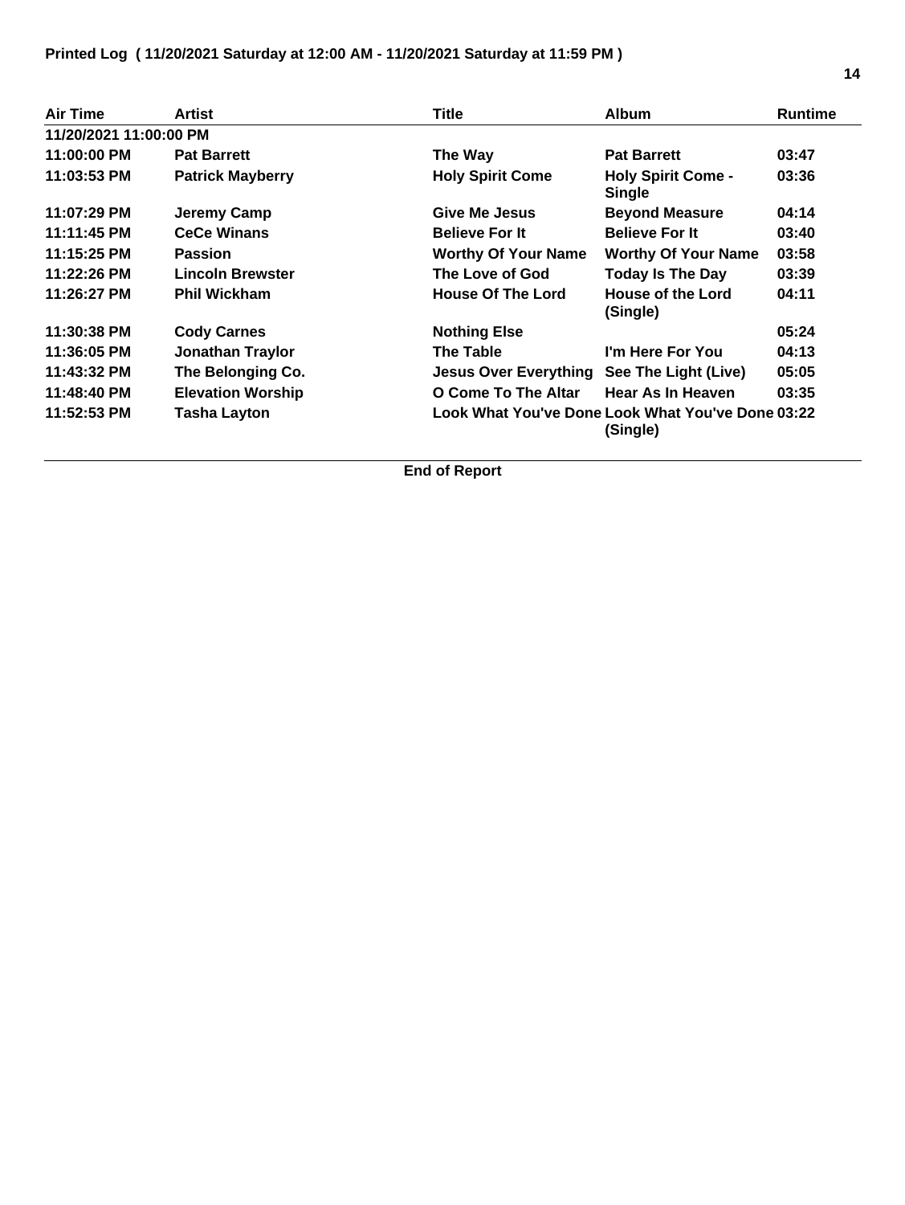**Printed Log ( 11/20/2021 Saturday at 12:00 AM - 11/20/2021 Saturday at 11:59 PM )**

| Air Time | Artist | Title | Album | Runtime |
|---|---|---|---|---|
| **11/20/2021 11:00:00 PM** | | | | |
| 11:00:00 PM | Pat Barrett | The Way | Pat Barrett | 03:47 |
| 11:03:53 PM | Patrick Mayberry | Holy Spirit Come | Holy Spirit Come - Single | 03:36 |
| 11:07:29 PM | Jeremy Camp | Give Me Jesus | Beyond Measure | 04:14 |
| 11:11:45 PM | CeCe Winans | Believe For It | Believe For It | 03:40 |
| 11:15:25 PM | Passion | Worthy Of Your Name | Worthy Of Your Name | 03:58 |
| 11:22:26 PM | Lincoln Brewster | The Love of God | Today Is The Day | 03:39 |
| 11:26:27 PM | Phil Wickham | House Of The Lord | House of the Lord (Single) | 04:11 |
| 11:30:38 PM | Cody Carnes | Nothing Else | | 05:24 |
| 11:36:05 PM | Jonathan Traylor | The Table | I'm Here For You | 04:13 |
| 11:43:32 PM | The Belonging Co. | Jesus Over Everything | See The Light (Live) | 05:05 |
| 11:48:40 PM | Elevation Worship | O Come To The Altar | Hear As In Heaven | 03:35 |
| 11:52:53 PM | Tasha Layton | Look What You've Done | Look What You've Done (Single) | 03:22 |

**End of Report**